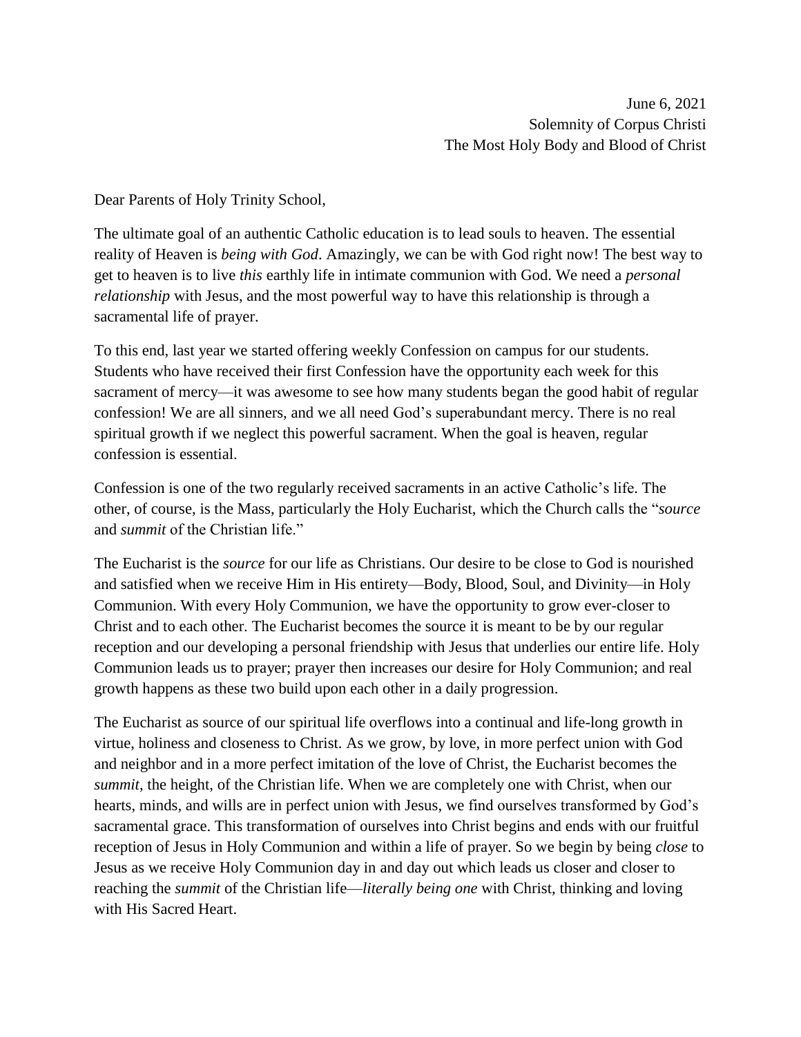June 6, 2021  
Solemnity of Corpus Christi  
The Most Holy Body and Blood of Christ

Dear Parents of Holy Trinity School,

The ultimate goal of an authentic Catholic education is to lead souls to heaven. The essential reality of Heaven is *being with God*. Amazingly, we can be with God right now! The best way to get to heaven is to live *this* earthly life in intimate communion with God. We need a *personal relationship* with Jesus, and the most powerful way to have this relationship is through a sacramental life of prayer.

To this end, last year we started offering weekly Confession on campus for our students. Students who have received their first Confession have the opportunity each week for this sacrament of mercy—it was awesome to see how many students began the good habit of regular confession! We are all sinners, and we all need God's superabundant mercy. There is no real spiritual growth if we neglect this powerful sacrament. When the goal is heaven, regular confession is essential.

Confession is one of the two regularly received sacraments in an active Catholic's life. The other, of course, is the Mass, particularly the Holy Eucharist, which the Church calls the "*source* and *summit* of the Christian life."

The Eucharist is the *source* for our life as Christians. Our desire to be close to God is nourished and satisfied when we receive Him in His entirety—Body, Blood, Soul, and Divinity—in Holy Communion. With every Holy Communion, we have the opportunity to grow ever-closer to Christ and to each other. The Eucharist becomes the source it is meant to be by our regular reception and our developing a personal friendship with Jesus that underlies our entire life. Holy Communion leads us to prayer; prayer then increases our desire for Holy Communion; and real growth happens as these two build upon each other in a daily progression.

The Eucharist as source of our spiritual life overflows into a continual and life-long growth in virtue, holiness and closeness to Christ. As we grow, by love, in more perfect union with God and neighbor and in a more perfect imitation of the love of Christ, the Eucharist becomes the *summit*, the height, of the Christian life. When we are completely one with Christ, when our hearts, minds, and wills are in perfect union with Jesus, we find ourselves transformed by God's sacramental grace. This transformation of ourselves into Christ begins and ends with our fruitful reception of Jesus in Holy Communion and within a life of prayer. So we begin by being *close* to Jesus as we receive Holy Communion day in and day out which leads us closer and closer to reaching the *summit* of the Christian life—*literally being one* with Christ, thinking and loving with His Sacred Heart.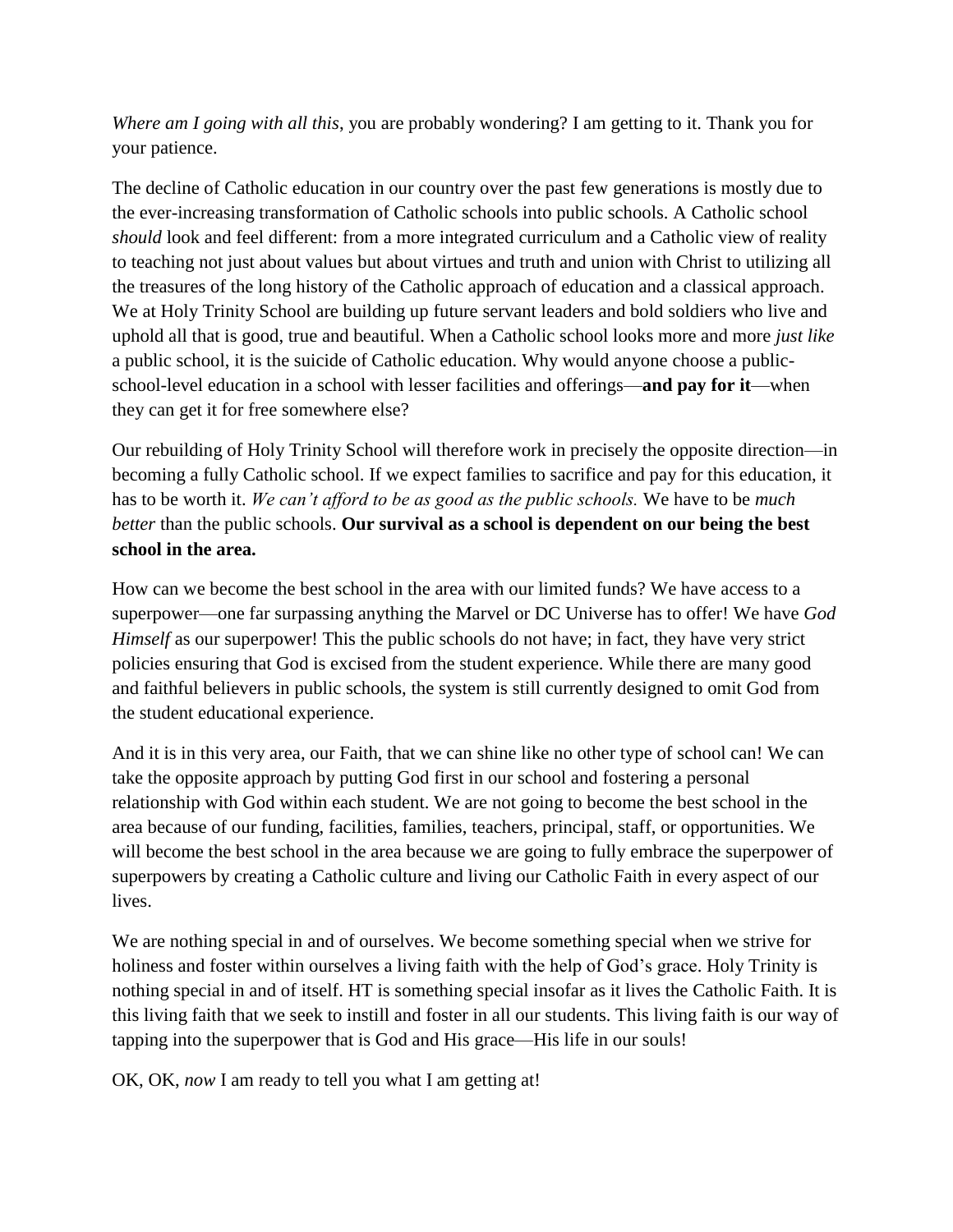*Where am I going with all this*, you are probably wondering? I am getting to it. Thank you for your patience.

The decline of Catholic education in our country over the past few generations is mostly due to the ever-increasing transformation of Catholic schools into public schools. A Catholic school *should* look and feel different: from a more integrated curriculum and a Catholic view of reality to teaching not just about values but about virtues and truth and union with Christ to utilizing all the treasures of the long history of the Catholic approach of education and a classical approach. We at Holy Trinity School are building up future servant leaders and bold soldiers who live and uphold all that is good, true and beautiful. When a Catholic school looks more and more *just like* a public school, it is the suicide of Catholic education. Why would anyone choose a public-school-level education in a school with lesser facilities and offerings—**and pay for it**—when they can get it for free somewhere else?

Our rebuilding of Holy Trinity School will therefore work in precisely the opposite direction—in becoming a fully Catholic school. If we expect families to sacrifice and pay for this education, it has to be worth it. *We can't afford to be as good as the public schools.* We have to be *much better* than the public schools. **Our survival as a school is dependent on our being the best school in the area.**

How can we become the best school in the area with our limited funds? We have access to a superpower—one far surpassing anything the Marvel or DC Universe has to offer! We have *God Himself* as our superpower! This the public schools do not have; in fact, they have very strict policies ensuring that God is excised from the student experience. While there are many good and faithful believers in public schools, the system is still currently designed to omit God from the student educational experience.

And it is in this very area, our Faith, that we can shine like no other type of school can! We can take the opposite approach by putting God first in our school and fostering a personal relationship with God within each student. We are not going to become the best school in the area because of our funding, facilities, families, teachers, principal, staff, or opportunities. We will become the best school in the area because we are going to fully embrace the superpower of superpowers by creating a Catholic culture and living our Catholic Faith in every aspect of our lives.

We are nothing special in and of ourselves. We become something special when we strive for holiness and foster within ourselves a living faith with the help of God's grace. Holy Trinity is nothing special in and of itself. HT is something special insofar as it lives the Catholic Faith. It is this living faith that we seek to instill and foster in all our students. This living faith is our way of tapping into the superpower that is God and His grace—His life in our souls!

OK, OK, *now* I am ready to tell you what I am getting at!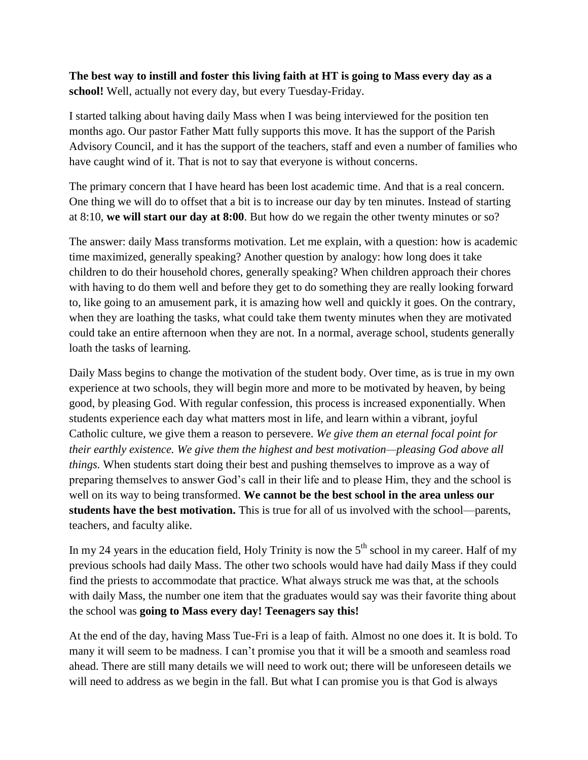**The best way to instill and foster this living faith at HT is going to Mass every day as a school!** Well, actually not every day, but every Tuesday-Friday.

I started talking about having daily Mass when I was being interviewed for the position ten months ago. Our pastor Father Matt fully supports this move. It has the support of the Parish Advisory Council, and it has the support of the teachers, staff and even a number of families who have caught wind of it. That is not to say that everyone is without concerns.

The primary concern that I have heard has been lost academic time. And that is a real concern. One thing we will do to offset that a bit is to increase our day by ten minutes. Instead of starting at 8:10, **we will start our day at 8:00**. But how do we regain the other twenty minutes or so?

The answer: daily Mass transforms motivation. Let me explain, with a question: how is academic time maximized, generally speaking? Another question by analogy: how long does it take children to do their household chores, generally speaking? When children approach their chores with having to do them well and before they get to do something they are really looking forward to, like going to an amusement park, it is amazing how well and quickly it goes. On the contrary, when they are loathing the tasks, what could take them twenty minutes when they are motivated could take an entire afternoon when they are not. In a normal, average school, students generally loath the tasks of learning.

Daily Mass begins to change the motivation of the student body. Over time, as is true in my own experience at two schools, they will begin more and more to be motivated by heaven, by being good, by pleasing God. With regular confession, this process is increased exponentially. When students experience each day what matters most in life, and learn within a vibrant, joyful Catholic culture, we give them a reason to persevere. *We give them an eternal focal point for their earthly existence. We give them the highest and best motivation—pleasing God above all things.* When students start doing their best and pushing themselves to improve as a way of preparing themselves to answer God's call in their life and to please Him, they and the school is well on its way to being transformed. **We cannot be the best school in the area unless our students have the best motivation.** This is true for all of us involved with the school—parents, teachers, and faculty alike.

In my 24 years in the education field, Holy Trinity is now the 5th school in my career. Half of my previous schools had daily Mass. The other two schools would have had daily Mass if they could find the priests to accommodate that practice. What always struck me was that, at the schools with daily Mass, the number one item that the graduates would say was their favorite thing about the school was **going to Mass every day! Teenagers say this!**

At the end of the day, having Mass Tue-Fri is a leap of faith. Almost no one does it. It is bold. To many it will seem to be madness. I can't promise you that it will be a smooth and seamless road ahead. There are still many details we will need to work out; there will be unforeseen details we will need to address as we begin in the fall. But what I can promise you is that God is always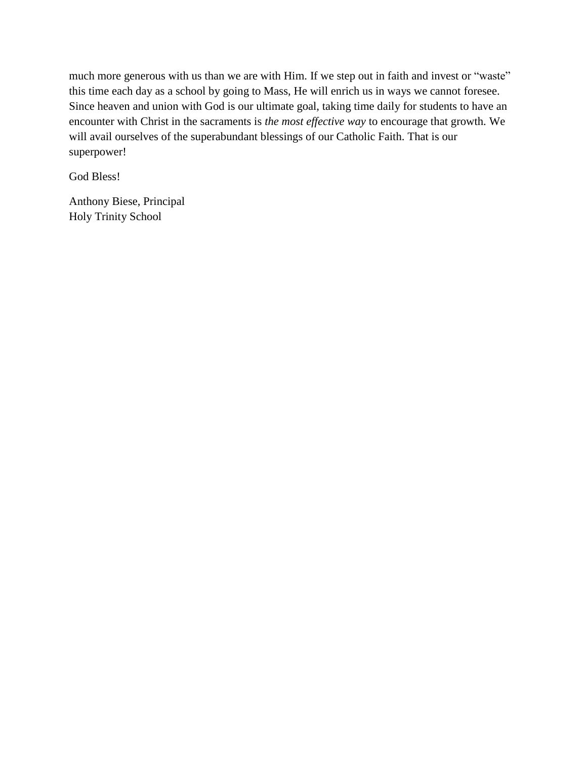much more generous with us than we are with Him. If we step out in faith and invest or "waste" this time each day as a school by going to Mass, He will enrich us in ways we cannot foresee. Since heaven and union with God is our ultimate goal, taking time daily for students to have an encounter with Christ in the sacraments is *the most effective way* to encourage that growth. We will avail ourselves of the superabundant blessings of our Catholic Faith. That is our superpower!

God Bless!

Anthony Biese, Principal
Holy Trinity School